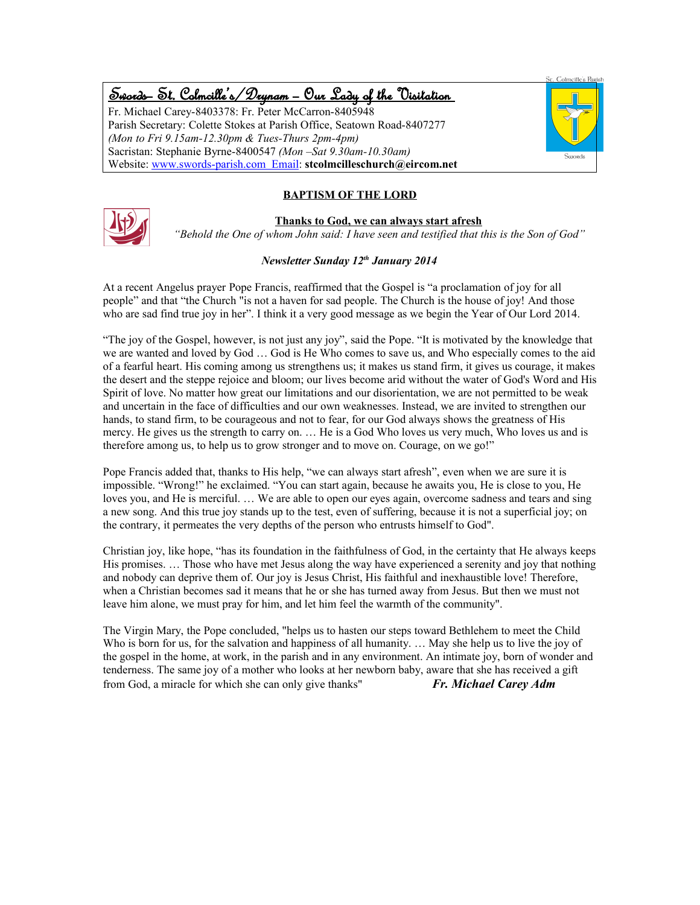# Swords- St. Colmcille's/Drynam – Our Lady of the Visitation

Fr. Michael Carey-8403378: Fr. Peter McCarron-8405948
Parish Secretary: Colette Stokes at Parish Office, Seatown Road-8407277
*(Mon to Fri 9.15am-12.30pm & Tues-Thurs 2pm-4pm)*
Sacristan: Stephanie Byrne-8400547 *(Mon –Sat 9.30am-10.30am)*
Website: www.swords-parish.com Email: **stcolmcilleschurch@eircom.net**

St. Colmcille's Parish

Swords

## BAPTISM OF THE LORD

### Thanks to God, we can always start afresh

*"Behold the One of whom John said: I have seen and testified that this is the Son of God"*

***Newsletter Sunday 12th January 2014***

At a recent Angelus prayer Pope Francis, reaffirmed that the Gospel is "a proclamation of joy for all people" and that "the Church "is not a haven for sad people. The Church is the house of joy! And those who are sad find true joy in her". I think it a very good message as we begin the Year of Our Lord 2014.

"The joy of the Gospel, however, is not just any joy", said the Pope. "It is motivated by the knowledge that we are wanted and loved by God … God is He Who comes to save us, and Who especially comes to the aid of a fearful heart. His coming among us strengthens us; it makes us stand firm, it gives us courage, it makes the desert and the steppe rejoice and bloom; our lives become arid without the water of God's Word and His Spirit of love. No matter how great our limitations and our disorientation, we are not permitted to be weak and uncertain in the face of difficulties and our own weaknesses. Instead, we are invited to strengthen our hands, to stand firm, to be courageous and not to fear, for our God always shows the greatness of His mercy. He gives us the strength to carry on. … He is a God Who loves us very much, Who loves us and is therefore among us, to help us to grow stronger and to move on. Courage, on we go!"

Pope Francis added that, thanks to His help, "we can always start afresh", even when we are sure it is impossible. "Wrong!" he exclaimed. "You can start again, because he awaits you, He is close to you, He loves you, and He is merciful. … We are able to open our eyes again, overcome sadness and tears and sing a new song. And this true joy stands up to the test, even of suffering, because it is not a superficial joy; on the contrary, it permeates the very depths of the person who entrusts himself to God".

Christian joy, like hope, "has its foundation in the faithfulness of God, in the certainty that He always keeps His promises. … Those who have met Jesus along the way have experienced a serenity and joy that nothing and nobody can deprive them of. Our joy is Jesus Christ, His faithful and inexhaustible love! Therefore, when a Christian becomes sad it means that he or she has turned away from Jesus. But then we must not leave him alone, we must pray for him, and let him feel the warmth of the community".

The Virgin Mary, the Pope concluded, "helps us to hasten our steps toward Bethlehem to meet the Child Who is born for us, for the salvation and happiness of all humanity. … May she help us to live the joy of the gospel in the home, at work, in the parish and in any environment. An intimate joy, born of wonder and tenderness. The same joy of a mother who looks at her newborn baby, aware that she has received a gift from God, a miracle for which she can only give thanks" ***Fr. Michael Carey Adm***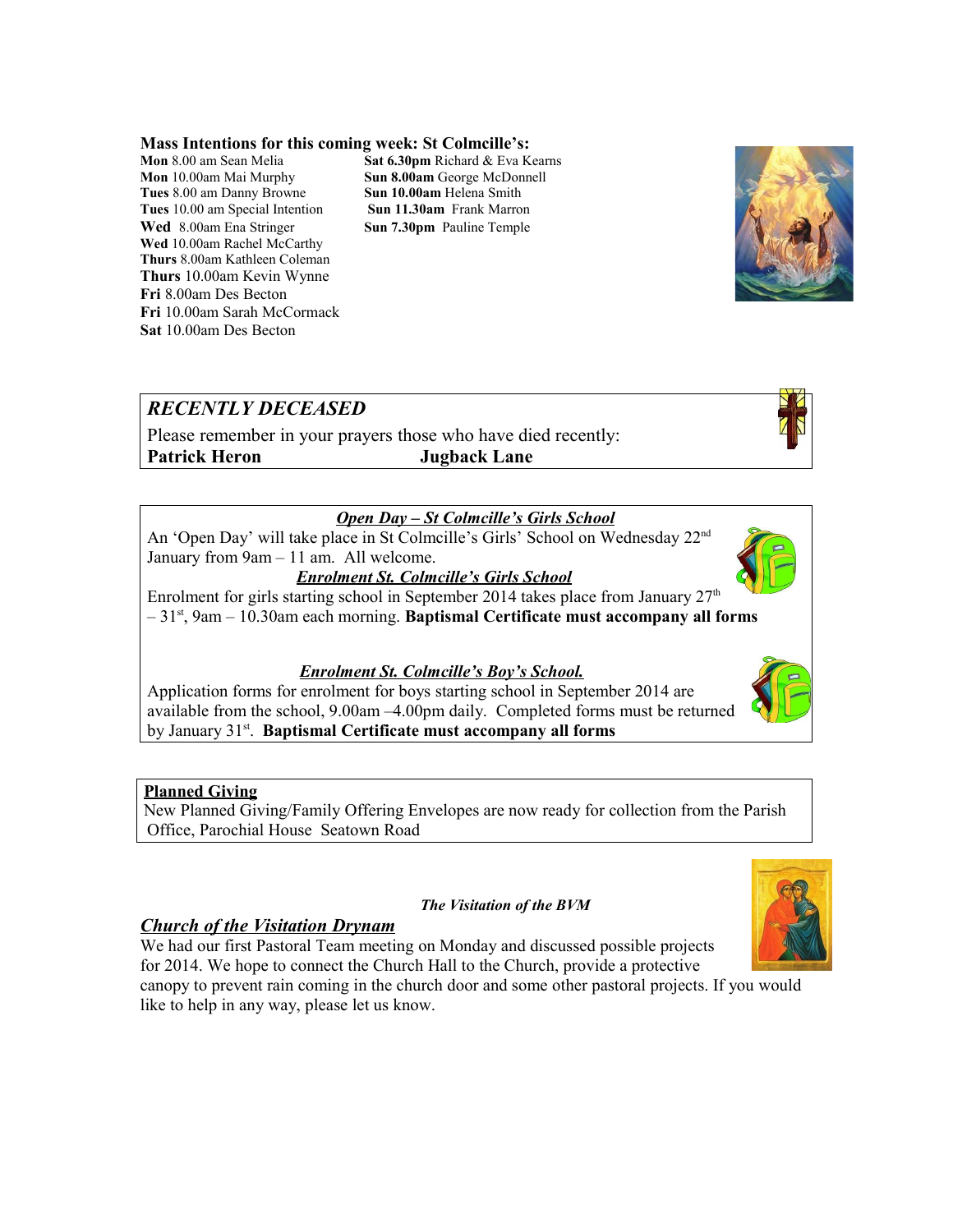## Mass Intentions for this coming week: St Colmcille's:

**Mon** 8.00 am Sean Melia
**Mon** 10.00am Mai Murphy
**Tues** 8.00 am Danny Browne
**Tues** 10.00 am Special Intention
**Wed** 8.00am Ena Stringer
**Wed** 10.00am Rachel McCarthy
**Thurs** 8.00am Kathleen Coleman
**Thurs** 10.00am Kevin Wynne
**Fri** 8.00am Des Becton
**Fri** 10.00am Sarah McCormack
**Sat** 10.00am Des Becton
**Sat 6.30pm** Richard & Eva Kearns
**Sun 8.00am** George McDonnell
**Sun 10.00am** Helena Smith
**Sun 11.30am** Frank Marron
**Sun 7.30pm** Pauline Temple

## *RECENTLY DECEASED*

Please remember in your prayers those who have died recently:
**Patrick Heron** **Jugback Lane**

### ***Open Day – St Colmcille's Girls School***

An 'Open Day' will take place in St Colmcille's Girls' School on Wednesday 22nd January from 9am – 11 am. All welcome.

### ***Enrolment St. Colmcille's Girls School***

Enrolment for girls starting school in September 2014 takes place from January 27th – 31st, 9am – 10.30am each morning. **Baptismal Certificate must accompany all forms**

### ***Enrolment St. Colmcille's Boy's School.***

Application forms for enrolment for boys starting school in September 2014 are available from the school, 9.00am –4.00pm daily. Completed forms must be returned by January 31st. **Baptismal Certificate must accompany all forms**

### **Planned Giving**

New Planned Giving/Family Offering Envelopes are now ready for collection from the Parish Office, Parochial House Seatown Road

***The Visitation of the BVM***

### ***Church of the Visitation Drynam***

We had our first Pastoral Team meeting on Monday and discussed possible projects for 2014. We hope to connect the Church Hall to the Church, provide a protective canopy to prevent rain coming in the church door and some other pastoral projects. If you would like to help in any way, please let us know.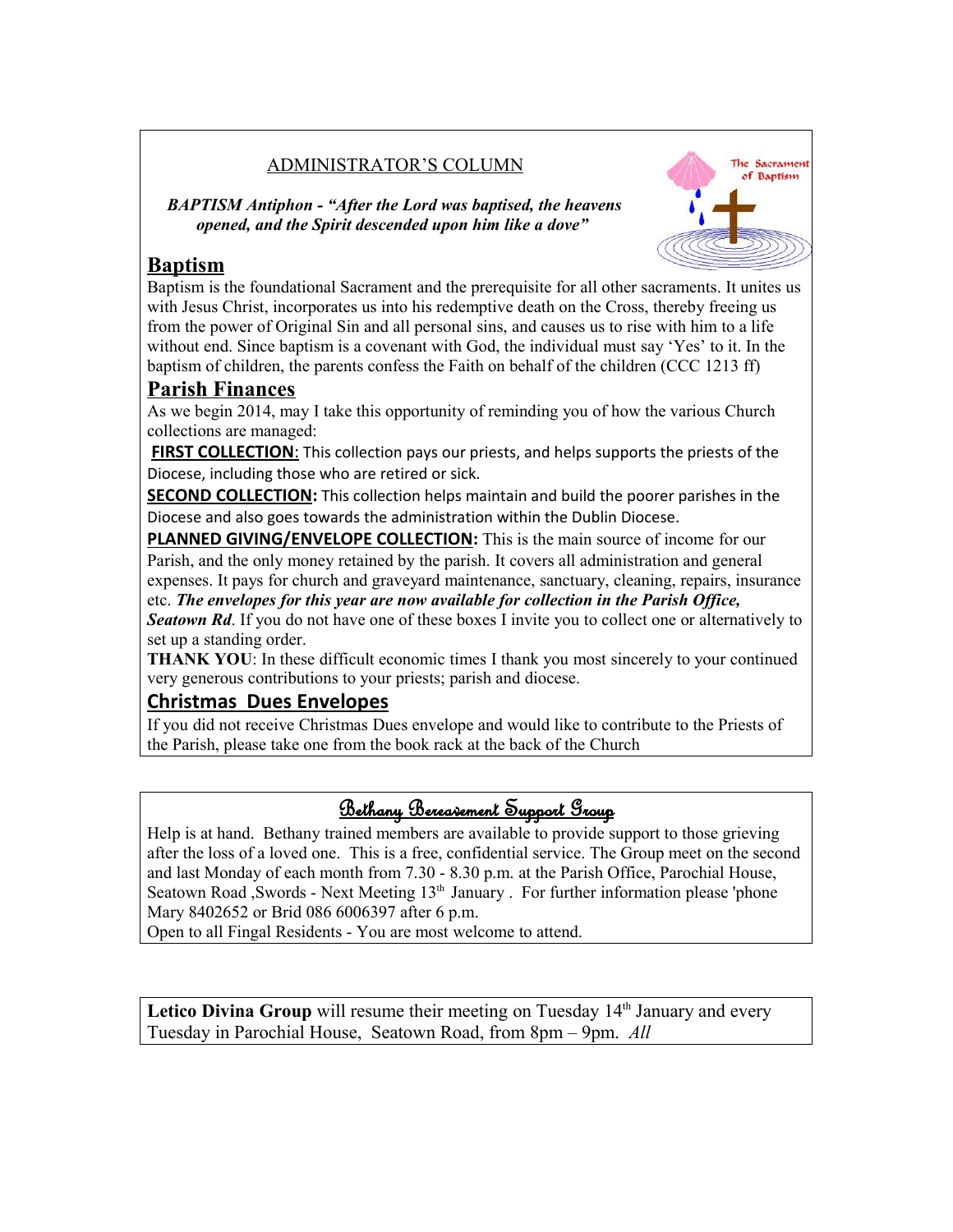ADMINISTRATOR'S COLUMN

***BAPTISM Antiphon - "After the Lord was baptised, the heavens opened, and the Spirit descended upon him like a dove"***

## Baptism

Baptism is the foundational Sacrament and the prerequisite for all other sacraments. It unites us with Jesus Christ, incorporates us into his redemptive death on the Cross, thereby freeing us from the power of Original Sin and all personal sins, and causes us to rise with him to a life without end. Since baptism is a covenant with God, the individual must say 'Yes' to it. In the baptism of children, the parents confess the Faith on behalf of the children (CCC 1213 ff)

## Parish Finances

As we begin 2014, may I take this opportunity of reminding you of how the various Church collections are managed:

**FIRST COLLECTION**: This collection pays our priests, and helps supports the priests of the Diocese, including those who are retired or sick.

**SECOND COLLECTION:** This collection helps maintain and build the poorer parishes in the Diocese and also goes towards the administration within the Dublin Diocese.

**PLANNED GIVING/ENVELOPE COLLECTION:** This is the main source of income for our Parish, and the only money retained by the parish. It covers all administration and general expenses. It pays for church and graveyard maintenance, sanctuary, cleaning, repairs, insurance etc. ***The envelopes for this year are now available for collection in the Parish Office, Seatown Rd***. If you do not have one of these boxes I invite you to collect one or alternatively to set up a standing order.

**THANK YOU**: In these difficult economic times I thank you most sincerely to your continued very generous contributions to your priests; parish and diocese.

## Christmas Dues Envelopes

If you did not receive Christmas Dues envelope and would like to contribute to the Priests of the Parish, please take one from the book rack at the back of the Church

## Bethany Bereavement Support Group

Help is at hand. Bethany trained members are available to provide support to those grieving after the loss of a loved one. This is a free, confidential service. The Group meet on the second and last Monday of each month from 7.30 - 8.30 p.m. at the Parish Office, Parochial House, Seatown Road ,Swords - Next Meeting 13th January . For further information please 'phone Mary 8402652 or Brid 086 6006397 after 6 p.m.

Open to all Fingal Residents - You are most welcome to attend.

**Letico Divina Group** will resume their meeting on Tuesday 14th January and every Tuesday in Parochial House, Seatown Road, from 8pm – 9pm. *All*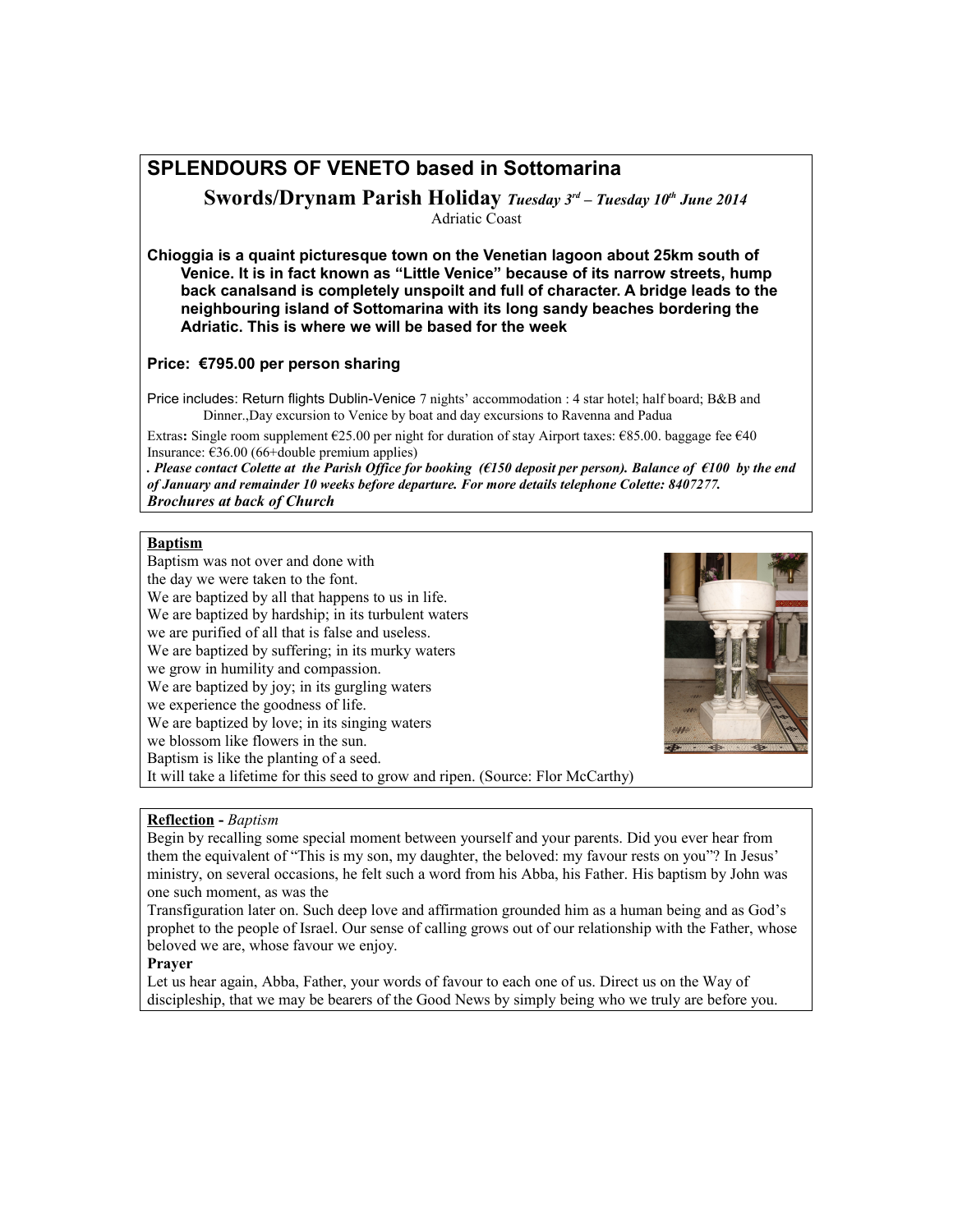## SPLENDOURS OF VENETO based in Sottomarina

**Swords/Drynam Parish Holiday** ***Tuesday 3rd – Tuesday 10th June 2014***

Adriatic Coast

**Chioggia is a quaint picturesque town on the Venetian lagoon about 25km south of Venice. It is in fact known as "Little Venice" because of its narrow streets, hump back canalsand is completely unspoilt and full of character. A bridge leads to the neighbouring island of Sottomarina with its long sandy beaches bordering the Adriatic. This is where we will be based for the week**

**Price: €795.00 per person sharing**

Price includes: Return flights Dublin-Venice 7 nights' accommodation : 4 star hotel; half board; B&B and Dinner.,Day excursion to Venice by boat and day excursions to Ravenna and Padua

Extras**:** Single room supplement €25.00 per night for duration of stay Airport taxes: €85.00. baggage fee €40 Insurance: €36.00 (66+double premium applies)

***. Please contact Colette at the Parish Office for booking (€150 deposit per person). Balance of €100 by the end of January and remainder 10 weeks before departure. For more details telephone Colette: 8407277.***
***Brochures at back of Church***

**Baptism**

Baptism was not over and done with
the day we were taken to the font.
We are baptized by all that happens to us in life.
We are baptized by hardship; in its turbulent waters
we are purified of all that is false and useless.
We are baptized by suffering; in its murky waters
we grow in humility and compassion.
We are baptized by joy; in its gurgling waters
we experience the goodness of life.
We are baptized by love; in its singing waters
we blossom like flowers in the sun.
Baptism is like the planting of a seed.
It will take a lifetime for this seed to grow and ripen. (Source: Flor McCarthy)

**Reflection -** *Baptism*

Begin by recalling some special moment between yourself and your parents. Did you ever hear from them the equivalent of "This is my son, my daughter, the beloved: my favour rests on you"? In Jesus' ministry, on several occasions, he felt such a word from his Abba, his Father. His baptism by John was one such moment, as was the Transfiguration later on. Such deep love and affirmation grounded him as a human being and as God's prophet to the people of Israel. Our sense of calling grows out of our relationship with the Father, whose beloved we are, whose favour we enjoy.

**Prayer**

Let us hear again, Abba, Father, your words of favour to each one of us. Direct us on the Way of discipleship, that we may be bearers of the Good News by simply being who we truly are before you.